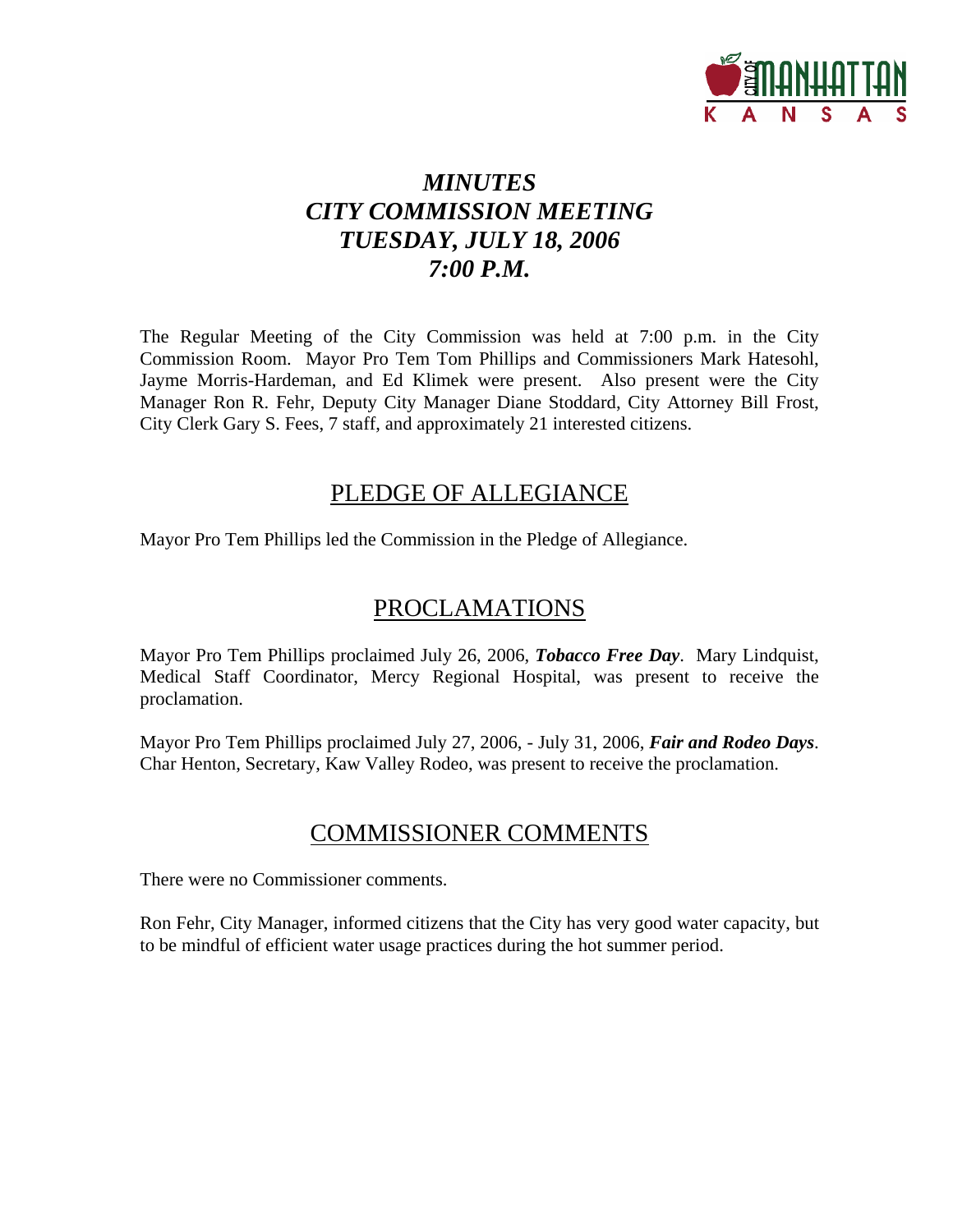# *MINUTES*
# *CITY COMMISSION MEETING*
# *TUESDAY, JULY 18, 2006*
# *7:00 P.M.*

The Regular Meeting of the City Commission was held at 7:00 p.m. in the City Commission Room. Mayor Pro Tem Tom Phillips and Commissioners Mark Hatesohl, Jayme Morris-Hardeman, and Ed Klimek were present. Also present were the City Manager Ron R. Fehr, Deputy City Manager Diane Stoddard, City Attorney Bill Frost, City Clerk Gary S. Fees, 7 staff, and approximately 21 interested citizens.

## PLEDGE OF ALLEGIANCE

Mayor Pro Tem Phillips led the Commission in the Pledge of Allegiance.

## PROCLAMATIONS

Mayor Pro Tem Phillips proclaimed July 26, 2006, ***Tobacco Free Day***. Mary Lindquist, Medical Staff Coordinator, Mercy Regional Hospital, was present to receive the proclamation.

Mayor Pro Tem Phillips proclaimed July 27, 2006, - July 31, 2006, ***Fair and Rodeo Days***. Char Henton, Secretary, Kaw Valley Rodeo, was present to receive the proclamation.

## COMMISSIONER COMMENTS

There were no Commissioner comments.

Ron Fehr, City Manager, informed citizens that the City has very good water capacity, but to be mindful of efficient water usage practices during the hot summer period.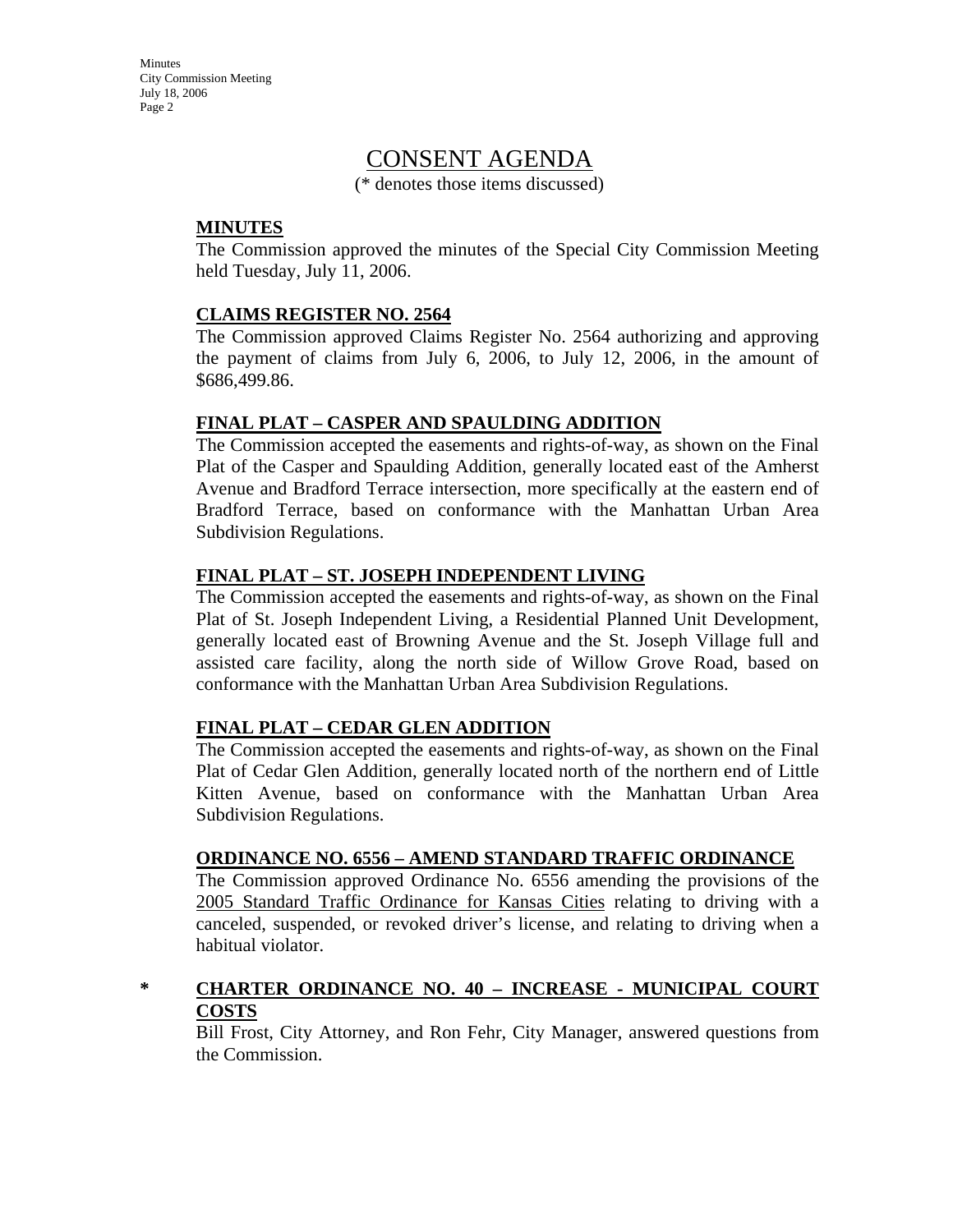# CONSENT AGENDA

(* denotes those items discussed)

**MINUTES**

The Commission approved the minutes of the Special City Commission Meeting held Tuesday, July 11, 2006.

**CLAIMS REGISTER NO. 2564**

The Commission approved Claims Register No. 2564 authorizing and approving the payment of claims from July 6, 2006, to July 12, 2006, in the amount of $686,499.86.

**FINAL PLAT – CASPER AND SPAULDING ADDITION**

The Commission accepted the easements and rights-of-way, as shown on the Final Plat of the Casper and Spaulding Addition, generally located east of the Amherst Avenue and Bradford Terrace intersection, more specifically at the eastern end of Bradford Terrace, based on conformance with the Manhattan Urban Area Subdivision Regulations.

**FINAL PLAT – ST. JOSEPH INDEPENDENT LIVING**

The Commission accepted the easements and rights-of-way, as shown on the Final Plat of St. Joseph Independent Living, a Residential Planned Unit Development, generally located east of Browning Avenue and the St. Joseph Village full and assisted care facility, along the north side of Willow Grove Road, based on conformance with the Manhattan Urban Area Subdivision Regulations.

**FINAL PLAT – CEDAR GLEN ADDITION**

The Commission accepted the easements and rights-of-way, as shown on the Final Plat of Cedar Glen Addition, generally located north of the northern end of Little Kitten Avenue, based on conformance with the Manhattan Urban Area Subdivision Regulations.

**ORDINANCE NO. 6556 – AMEND STANDARD TRAFFIC ORDINANCE**

The Commission approved Ordinance No. 6556 amending the provisions of the 2005 Standard Traffic Ordinance for Kansas Cities relating to driving with a canceled, suspended, or revoked driver's license, and relating to driving when a habitual violator.

\* **CHARTER ORDINANCE NO. 40 – INCREASE - MUNICIPAL COURT COSTS**

Bill Frost, City Attorney, and Ron Fehr, City Manager, answered questions from the Commission.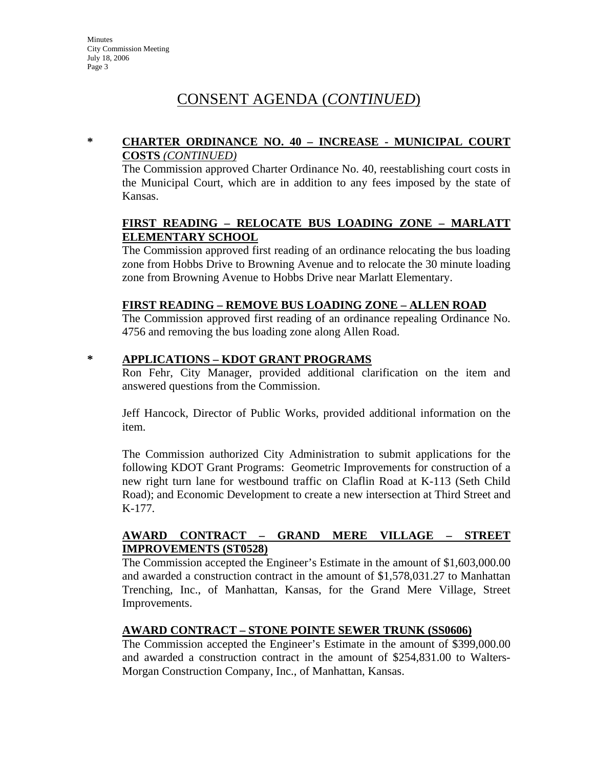# CONSENT AGENDA (*CONTINUED*)

**\* CHARTER ORDINANCE NO. 40 – INCREASE - MUNICIPAL COURT COSTS** *(CONTINUED)*

The Commission approved Charter Ordinance No. 40, reestablishing court costs in the Municipal Court, which are in addition to any fees imposed by the state of Kansas.

**FIRST READING – RELOCATE BUS LOADING ZONE – MARLATT ELEMENTARY SCHOOL**

The Commission approved first reading of an ordinance relocating the bus loading zone from Hobbs Drive to Browning Avenue and to relocate the 30 minute loading zone from Browning Avenue to Hobbs Drive near Marlatt Elementary.

**FIRST READING – REMOVE BUS LOADING ZONE – ALLEN ROAD**

The Commission approved first reading of an ordinance repealing Ordinance No. 4756 and removing the bus loading zone along Allen Road.

**\* APPLICATIONS – KDOT GRANT PROGRAMS**

Ron Fehr, City Manager, provided additional clarification on the item and answered questions from the Commission.

Jeff Hancock, Director of Public Works, provided additional information on the item.

The Commission authorized City Administration to submit applications for the following KDOT Grant Programs: Geometric Improvements for construction of a new right turn lane for westbound traffic on Claflin Road at K-113 (Seth Child Road); and Economic Development to create a new intersection at Third Street and K-177.

**AWARD CONTRACT – GRAND MERE VILLAGE – STREET IMPROVEMENTS (ST0528)**

The Commission accepted the Engineer's Estimate in the amount of $1,603,000.00 and awarded a construction contract in the amount of $1,578,031.27 to Manhattan Trenching, Inc., of Manhattan, Kansas, for the Grand Mere Village, Street Improvements.

**AWARD CONTRACT – STONE POINTE SEWER TRUNK (SS0606)**

The Commission accepted the Engineer's Estimate in the amount of $399,000.00 and awarded a construction contract in the amount of $254,831.00 to Walters-Morgan Construction Company, Inc., of Manhattan, Kansas.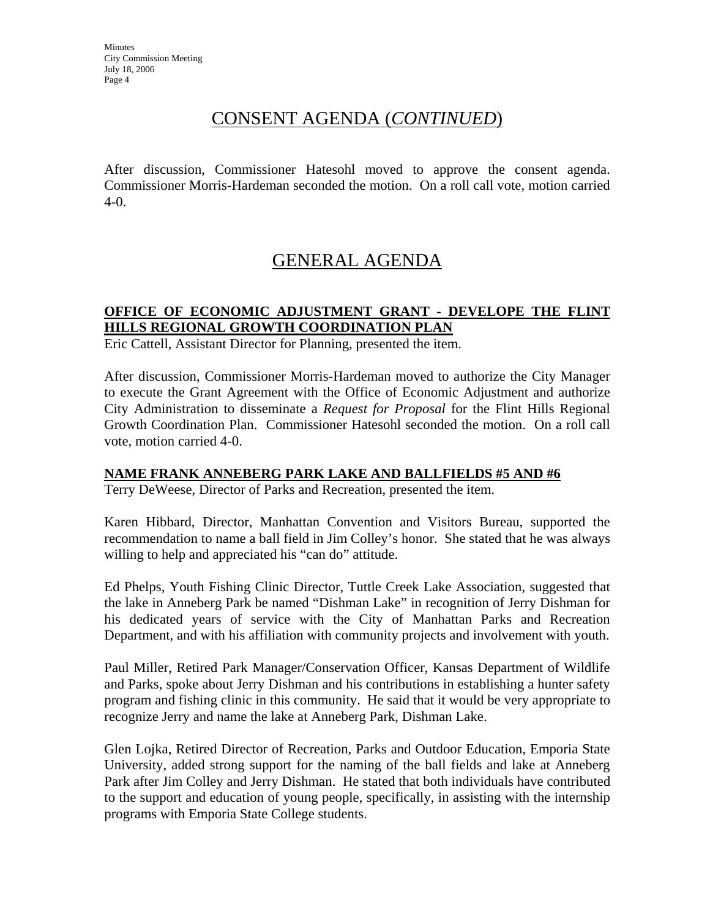## CONSENT AGENDA (*CONTINUED*)

After discussion, Commissioner Hatesohl moved to approve the consent agenda. Commissioner Morris-Hardeman seconded the motion. On a roll call vote, motion carried 4-0.

## GENERAL AGENDA

**OFFICE OF ECONOMIC ADJUSTMENT GRANT - DEVELOPE THE FLINT HILLS REGIONAL GROWTH COORDINATION PLAN**

Eric Cattell, Assistant Director for Planning, presented the item.

After discussion, Commissioner Morris-Hardeman moved to authorize the City Manager to execute the Grant Agreement with the Office of Economic Adjustment and authorize City Administration to disseminate a *Request for Proposal* for the Flint Hills Regional Growth Coordination Plan. Commissioner Hatesohl seconded the motion. On a roll call vote, motion carried 4-0.

**NAME FRANK ANNEBERG PARK LAKE AND BALLFIELDS #5 AND #6**

Terry DeWeese, Director of Parks and Recreation, presented the item.

Karen Hibbard, Director, Manhattan Convention and Visitors Bureau, supported the recommendation to name a ball field in Jim Colley's honor. She stated that he was always willing to help and appreciated his "can do" attitude.

Ed Phelps, Youth Fishing Clinic Director, Tuttle Creek Lake Association, suggested that the lake in Anneberg Park be named "Dishman Lake" in recognition of Jerry Dishman for his dedicated years of service with the City of Manhattan Parks and Recreation Department, and with his affiliation with community projects and involvement with youth.

Paul Miller, Retired Park Manager/Conservation Officer, Kansas Department of Wildlife and Parks, spoke about Jerry Dishman and his contributions in establishing a hunter safety program and fishing clinic in this community. He said that it would be very appropriate to recognize Jerry and name the lake at Anneberg Park, Dishman Lake.

Glen Lojka, Retired Director of Recreation, Parks and Outdoor Education, Emporia State University, added strong support for the naming of the ball fields and lake at Anneberg Park after Jim Colley and Jerry Dishman. He stated that both individuals have contributed to the support and education of young people, specifically, in assisting with the internship programs with Emporia State College students.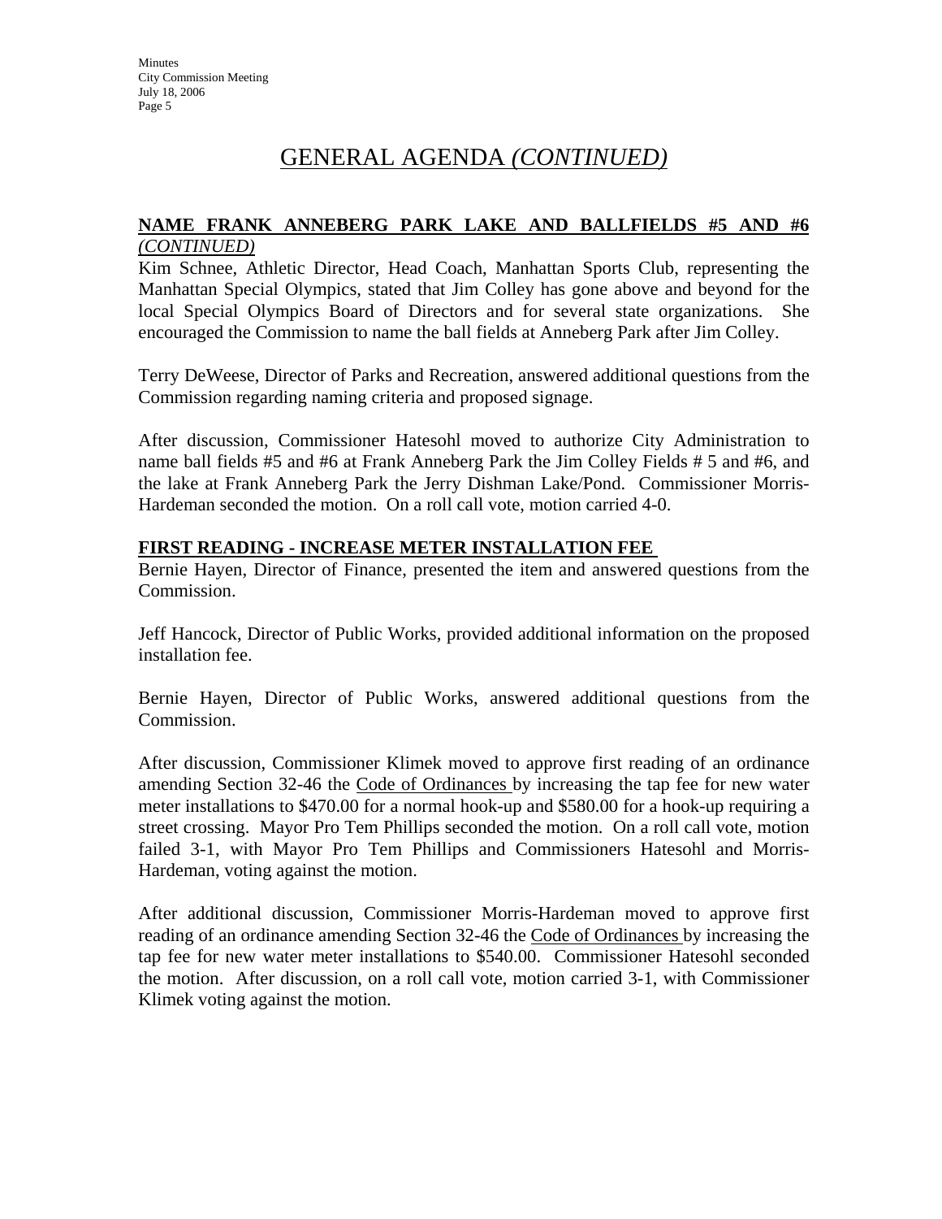# GENERAL AGENDA *(CONTINUED)*

**NAME FRANK ANNEBERG PARK LAKE AND BALLFIELDS #5 AND #6** *(CONTINUED)*

Kim Schnee, Athletic Director, Head Coach, Manhattan Sports Club, representing the Manhattan Special Olympics, stated that Jim Colley has gone above and beyond for the local Special Olympics Board of Directors and for several state organizations. She encouraged the Commission to name the ball fields at Anneberg Park after Jim Colley.

Terry DeWeese, Director of Parks and Recreation, answered additional questions from the Commission regarding naming criteria and proposed signage.

After discussion, Commissioner Hatesohl moved to authorize City Administration to name ball fields #5 and #6 at Frank Anneberg Park the Jim Colley Fields # 5 and #6, and the lake at Frank Anneberg Park the Jerry Dishman Lake/Pond. Commissioner Morris-Hardeman seconded the motion. On a roll call vote, motion carried 4-0.

**FIRST READING - INCREASE METER INSTALLATION FEE**

Bernie Hayen, Director of Finance, presented the item and answered questions from the Commission.

Jeff Hancock, Director of Public Works, provided additional information on the proposed installation fee.

Bernie Hayen, Director of Public Works, answered additional questions from the Commission.

After discussion, Commissioner Klimek moved to approve first reading of an ordinance amending Section 32-46 the Code of Ordinances by increasing the tap fee for new water meter installations to $470.00 for a normal hook-up and $580.00 for a hook-up requiring a street crossing. Mayor Pro Tem Phillips seconded the motion. On a roll call vote, motion failed 3-1, with Mayor Pro Tem Phillips and Commissioners Hatesohl and Morris-Hardeman, voting against the motion.

After additional discussion, Commissioner Morris-Hardeman moved to approve first reading of an ordinance amending Section 32-46 the Code of Ordinances by increasing the tap fee for new water meter installations to $540.00. Commissioner Hatesohl seconded the motion. After discussion, on a roll call vote, motion carried 3-1, with Commissioner Klimek voting against the motion.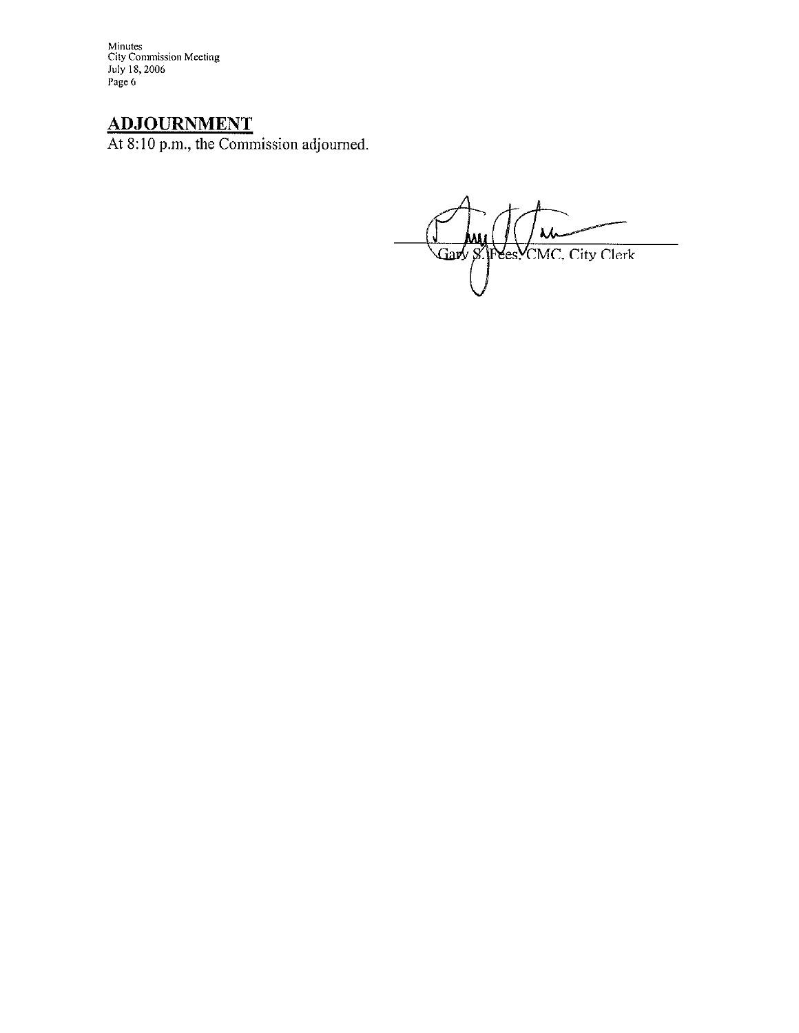## ADJOURNMENT

At 8:10 p.m., the Commission adjourned.

Gary S. Fees, CMC, City Clerk